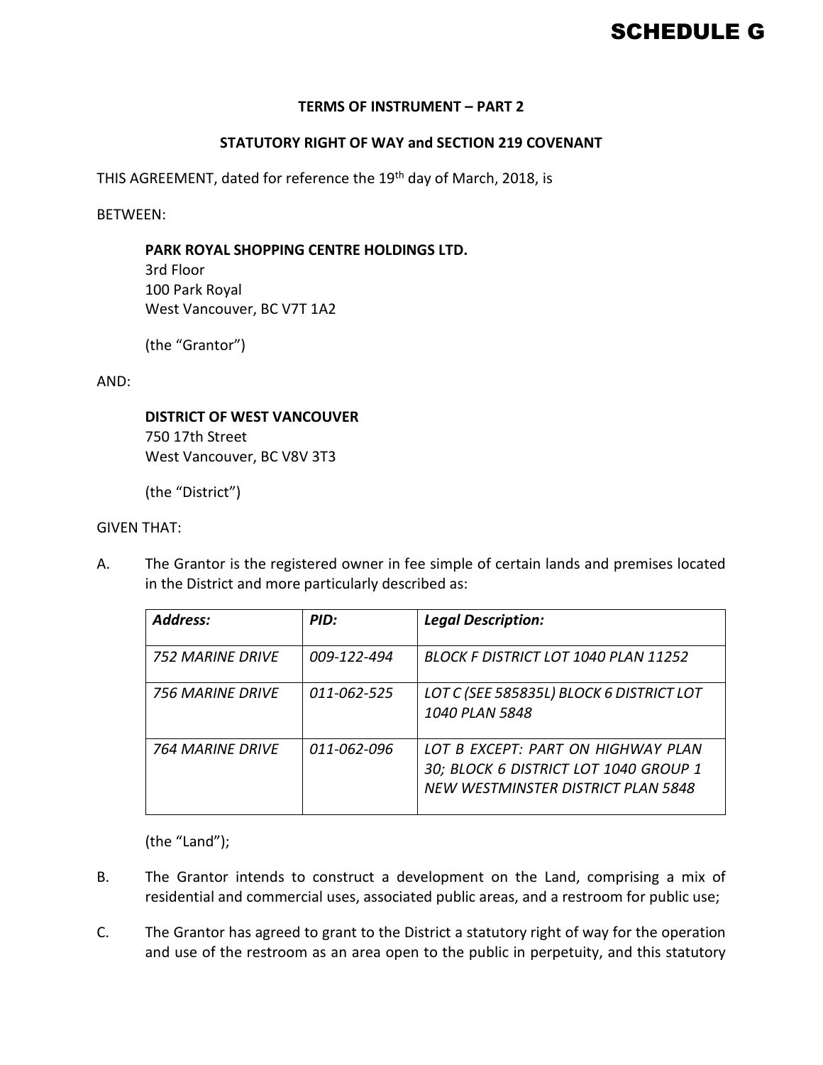# SCHEDULE G

**TERMS OF INSTRUMENT – PART 2**

**STATUTORY RIGHT OF WAY and SECTION 219 COVENANT**

THIS AGREEMENT, dated for reference the 19th day of March, 2018, is

BETWEEN:

> **PARK ROYAL SHOPPING CENTRE HOLDINGS LTD.**
> 3rd Floor
> 100 Park Royal
> West Vancouver, BC V7T 1A2
>
> (the "Grantor")

AND:

> **DISTRICT OF WEST VANCOUVER**
> 750 17th Street
> West Vancouver, BC V8V 3T3
>
> (the "District")

GIVEN THAT:

A. The Grantor is the registered owner in fee simple of certain lands and premises located in the District and more particularly described as:

| *Address:* | *PID:* | *Legal Description:* |
|---|---|---|
| *752 MARINE DRIVE* | *009-122-494* | *BLOCK F DISTRICT LOT 1040 PLAN 11252* |
| *756 MARINE DRIVE* | *011-062-525* | *LOT C (SEE 585835L) BLOCK 6 DISTRICT LOT 1040 PLAN 5848* |
| *764 MARINE DRIVE* | *011-062-096* | *LOT B EXCEPT: PART ON HIGHWAY PLAN 30; BLOCK 6 DISTRICT LOT 1040 GROUP 1 NEW WESTMINSTER DISTRICT PLAN 5848* |

(the "Land");

B. The Grantor intends to construct a development on the Land, comprising a mix of residential and commercial uses, associated public areas, and a restroom for public use;

C. The Grantor has agreed to grant to the District a statutory right of way for the operation and use of the restroom as an area open to the public in perpetuity, and this statutory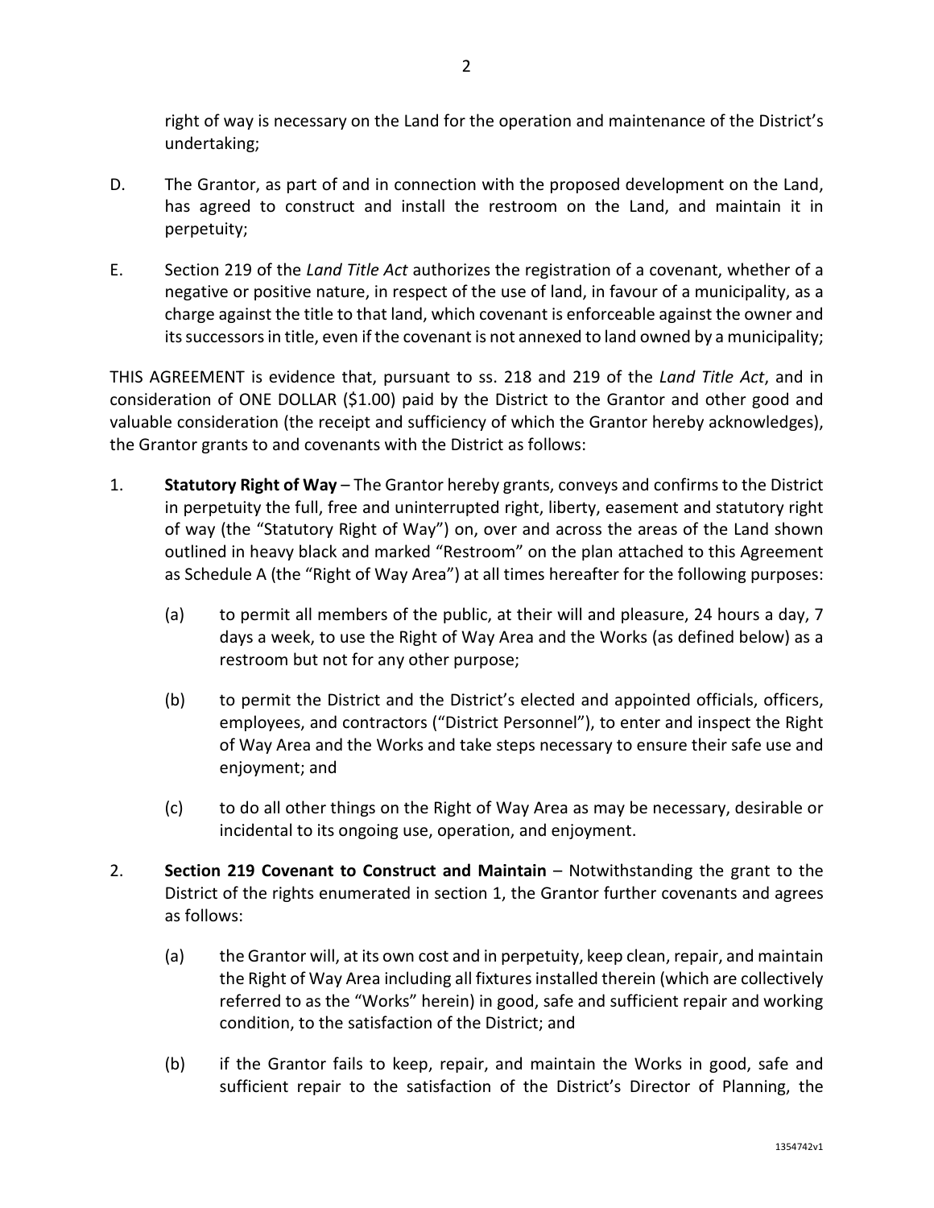right of way is necessary on the Land for the operation and maintenance of the District's undertaking;

D. The Grantor, as part of and in connection with the proposed development on the Land, has agreed to construct and install the restroom on the Land, and maintain it in perpetuity;

E. Section 219 of the *Land Title Act* authorizes the registration of a covenant, whether of a negative or positive nature, in respect of the use of land, in favour of a municipality, as a charge against the title to that land, which covenant is enforceable against the owner and its successors in title, even if the covenant is not annexed to land owned by a municipality;

THIS AGREEMENT is evidence that, pursuant to ss. 218 and 219 of the *Land Title Act*, and in consideration of ONE DOLLAR ($1.00) paid by the District to the Grantor and other good and valuable consideration (the receipt and sufficiency of which the Grantor hereby acknowledges), the Grantor grants to and covenants with the District as follows:

1. **Statutory Right of Way** – The Grantor hereby grants, conveys and confirms to the District in perpetuity the full, free and uninterrupted right, liberty, easement and statutory right of way (the "Statutory Right of Way") on, over and across the areas of the Land shown outlined in heavy black and marked "Restroom" on the plan attached to this Agreement as Schedule A (the "Right of Way Area") at all times hereafter for the following purposes:

   (a) to permit all members of the public, at their will and pleasure, 24 hours a day, 7 days a week, to use the Right of Way Area and the Works (as defined below) as a restroom but not for any other purpose;

   (b) to permit the District and the District's elected and appointed officials, officers, employees, and contractors ("District Personnel"), to enter and inspect the Right of Way Area and the Works and take steps necessary to ensure their safe use and enjoyment; and

   (c) to do all other things on the Right of Way Area as may be necessary, desirable or incidental to its ongoing use, operation, and enjoyment.

2. **Section 219 Covenant to Construct and Maintain** – Notwithstanding the grant to the District of the rights enumerated in section 1, the Grantor further covenants and agrees as follows:

   (a) the Grantor will, at its own cost and in perpetuity, keep clean, repair, and maintain the Right of Way Area including all fixtures installed therein (which are collectively referred to as the "Works" herein) in good, safe and sufficient repair and working condition, to the satisfaction of the District; and

   (b) if the Grantor fails to keep, repair, and maintain the Works in good, safe and sufficient repair to the satisfaction of the District's Director of Planning, the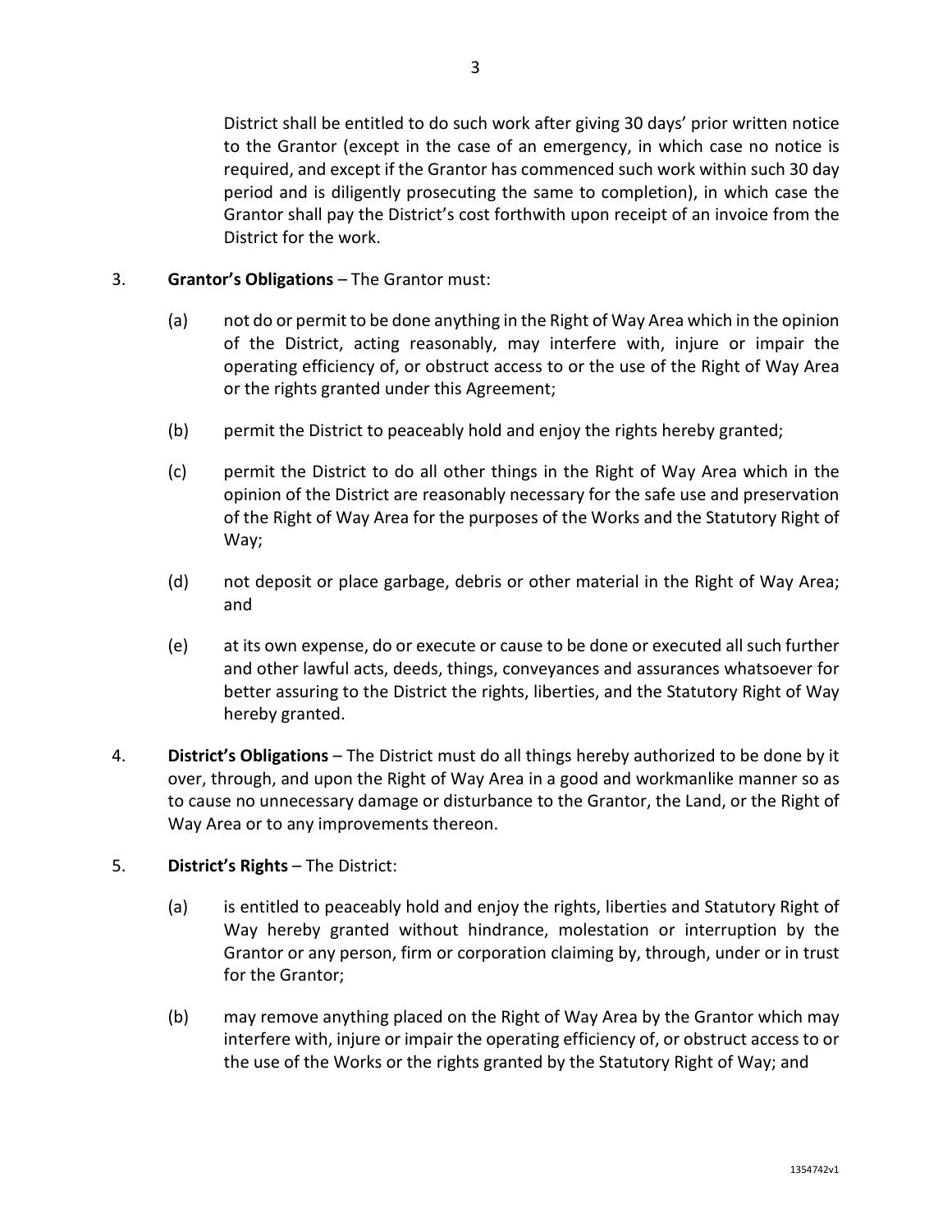District shall be entitled to do such work after giving 30 days' prior written notice to the Grantor (except in the case of an emergency, in which case no notice is required, and except if the Grantor has commenced such work within such 30 day period and is diligently prosecuting the same to completion), in which case the Grantor shall pay the District's cost forthwith upon receipt of an invoice from the District for the work.

3. **Grantor's Obligations** – The Grantor must:

   (a) not do or permit to be done anything in the Right of Way Area which in the opinion of the District, acting reasonably, may interfere with, injure or impair the operating efficiency of, or obstruct access to or the use of the Right of Way Area or the rights granted under this Agreement;

   (b) permit the District to peaceably hold and enjoy the rights hereby granted;

   (c) permit the District to do all other things in the Right of Way Area which in the opinion of the District are reasonably necessary for the safe use and preservation of the Right of Way Area for the purposes of the Works and the Statutory Right of Way;

   (d) not deposit or place garbage, debris or other material in the Right of Way Area; and

   (e) at its own expense, do or execute or cause to be done or executed all such further and other lawful acts, deeds, things, conveyances and assurances whatsoever for better assuring to the District the rights, liberties, and the Statutory Right of Way hereby granted.

4. **District's Obligations** – The District must do all things hereby authorized to be done by it over, through, and upon the Right of Way Area in a good and workmanlike manner so as to cause no unnecessary damage or disturbance to the Grantor, the Land, or the Right of Way Area or to any improvements thereon.

5. **District's Rights** – The District:

   (a) is entitled to peaceably hold and enjoy the rights, liberties and Statutory Right of Way hereby granted without hindrance, molestation or interruption by the Grantor or any person, firm or corporation claiming by, through, under or in trust for the Grantor;

   (b) may remove anything placed on the Right of Way Area by the Grantor which may interfere with, injure or impair the operating efficiency of, or obstruct access to or the use of the Works or the rights granted by the Statutory Right of Way; and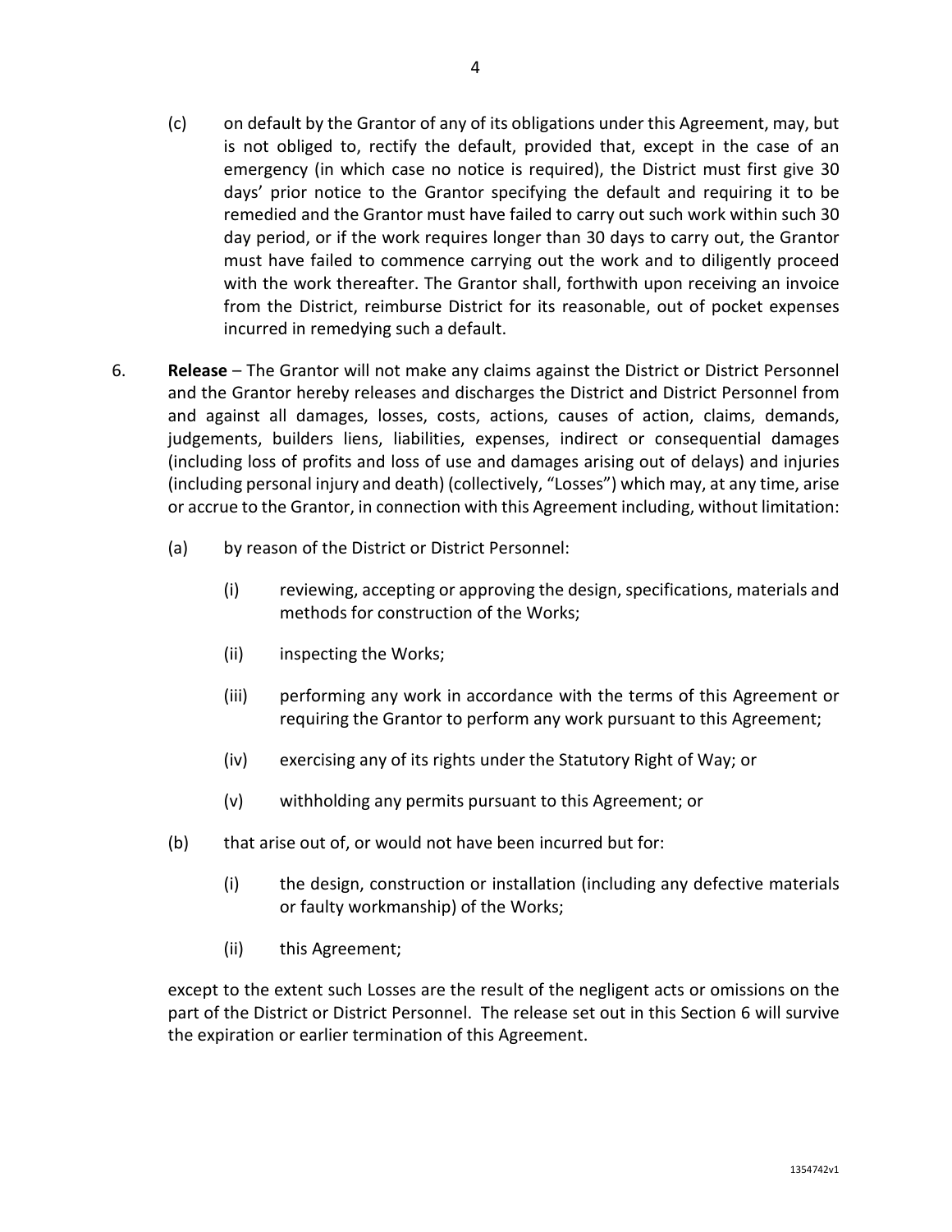(c) on default by the Grantor of any of its obligations under this Agreement, may, but is not obliged to, rectify the default, provided that, except in the case of an emergency (in which case no notice is required), the District must first give 30 days' prior notice to the Grantor specifying the default and requiring it to be remedied and the Grantor must have failed to carry out such work within such 30 day period, or if the work requires longer than 30 days to carry out, the Grantor must have failed to commence carrying out the work and to diligently proceed with the work thereafter. The Grantor shall, forthwith upon receiving an invoice from the District, reimburse District for its reasonable, out of pocket expenses incurred in remedying such a default.

6. **Release** – The Grantor will not make any claims against the District or District Personnel and the Grantor hereby releases and discharges the District and District Personnel from and against all damages, losses, costs, actions, causes of action, claims, demands, judgements, builders liens, liabilities, expenses, indirect or consequential damages (including loss of profits and loss of use and damages arising out of delays) and injuries (including personal injury and death) (collectively, "Losses") which may, at any time, arise or accrue to the Grantor, in connection with this Agreement including, without limitation:

   (a) by reason of the District or District Personnel:

      (i) reviewing, accepting or approving the design, specifications, materials and methods for construction of the Works;

      (ii) inspecting the Works;

      (iii) performing any work in accordance with the terms of this Agreement or requiring the Grantor to perform any work pursuant to this Agreement;

      (iv) exercising any of its rights under the Statutory Right of Way; or

      (v) withholding any permits pursuant to this Agreement; or

   (b) that arise out of, or would not have been incurred but for:

      (i) the design, construction or installation (including any defective materials or faulty workmanship) of the Works;

      (ii) this Agreement;

   except to the extent such Losses are the result of the negligent acts or omissions on the part of the District or District Personnel. The release set out in this Section 6 will survive the expiration or earlier termination of this Agreement.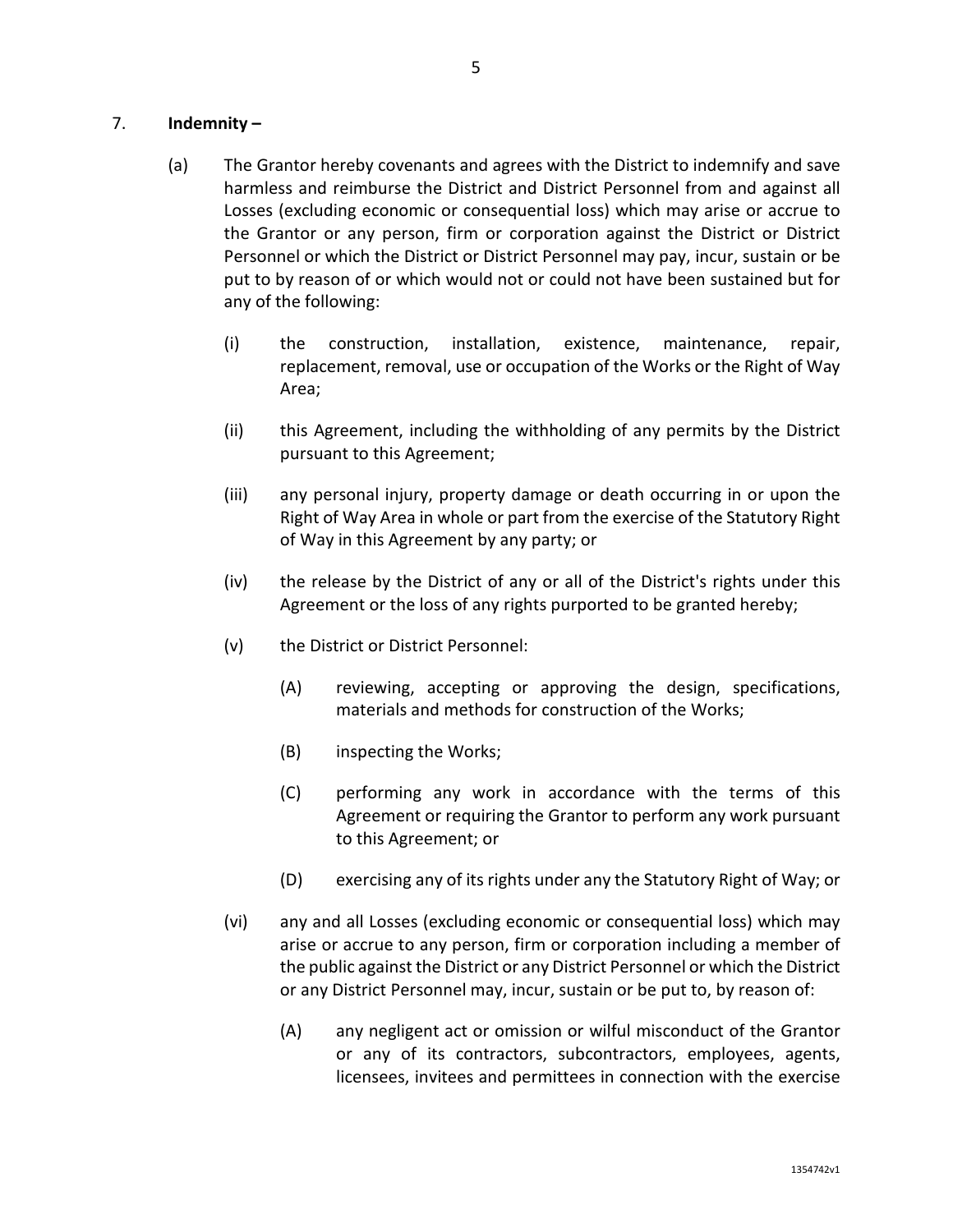7. **Indemnity –**

(a) The Grantor hereby covenants and agrees with the District to indemnify and save harmless and reimburse the District and District Personnel from and against all Losses (excluding economic or consequential loss) which may arise or accrue to the Grantor or any person, firm or corporation against the District or District Personnel or which the District or District Personnel may pay, incur, sustain or be put to by reason of or which would not or could not have been sustained but for any of the following:

(i) the construction, installation, existence, maintenance, repair, replacement, removal, use or occupation of the Works or the Right of Way Area;

(ii) this Agreement, including the withholding of any permits by the District pursuant to this Agreement;

(iii) any personal injury, property damage or death occurring in or upon the Right of Way Area in whole or part from the exercise of the Statutory Right of Way in this Agreement by any party; or

(iv) the release by the District of any or all of the District's rights under this Agreement or the loss of any rights purported to be granted hereby;

(v) the District or District Personnel:

(A) reviewing, accepting or approving the design, specifications, materials and methods for construction of the Works;

(B) inspecting the Works;

(C) performing any work in accordance with the terms of this Agreement or requiring the Grantor to perform any work pursuant to this Agreement; or

(D) exercising any of its rights under any the Statutory Right of Way; or

(vi) any and all Losses (excluding economic or consequential loss) which may arise or accrue to any person, firm or corporation including a member of the public against the District or any District Personnel or which the District or any District Personnel may, incur, sustain or be put to, by reason of:

(A) any negligent act or omission or wilful misconduct of the Grantor or any of its contractors, subcontractors, employees, agents, licensees, invitees and permittees in connection with the exercise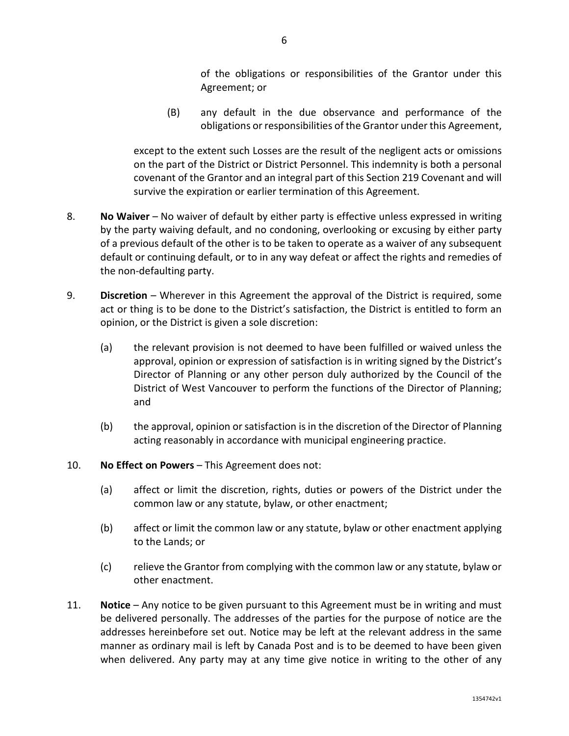of the obligations or responsibilities of the Grantor under this Agreement; or

(B) any default in the due observance and performance of the obligations or responsibilities of the Grantor under this Agreement,

except to the extent such Losses are the result of the negligent acts or omissions on the part of the District or District Personnel. This indemnity is both a personal covenant of the Grantor and an integral part of this Section 219 Covenant and will survive the expiration or earlier termination of this Agreement.

8. **No Waiver** – No waiver of default by either party is effective unless expressed in writing by the party waiving default, and no condoning, overlooking or excusing by either party of a previous default of the other is to be taken to operate as a waiver of any subsequent default or continuing default, or to in any way defeat or affect the rights and remedies of the non-defaulting party.

9. **Discretion** – Wherever in this Agreement the approval of the District is required, some act or thing is to be done to the District's satisfaction, the District is entitled to form an opinion, or the District is given a sole discretion:

   (a) the relevant provision is not deemed to have been fulfilled or waived unless the approval, opinion or expression of satisfaction is in writing signed by the District's Director of Planning or any other person duly authorized by the Council of the District of West Vancouver to perform the functions of the Director of Planning; and

   (b) the approval, opinion or satisfaction is in the discretion of the Director of Planning acting reasonably in accordance with municipal engineering practice.

10. **No Effect on Powers** – This Agreement does not:

    (a) affect or limit the discretion, rights, duties or powers of the District under the common law or any statute, bylaw, or other enactment;

    (b) affect or limit the common law or any statute, bylaw or other enactment applying to the Lands; or

    (c) relieve the Grantor from complying with the common law or any statute, bylaw or other enactment.

11. **Notice** – Any notice to be given pursuant to this Agreement must be in writing and must be delivered personally. The addresses of the parties for the purpose of notice are the addresses hereinbefore set out. Notice may be left at the relevant address in the same manner as ordinary mail is left by Canada Post and is to be deemed to have been given when delivered. Any party may at any time give notice in writing to the other of any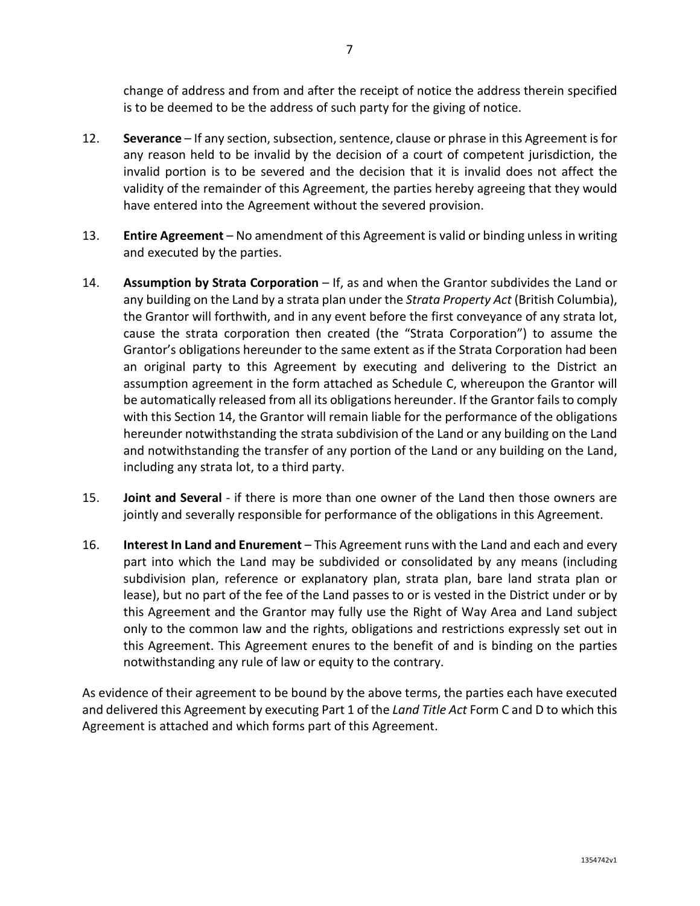change of address and from and after the receipt of notice the address therein specified is to be deemed to be the address of such party for the giving of notice.

12. **Severance** – If any section, subsection, sentence, clause or phrase in this Agreement is for any reason held to be invalid by the decision of a court of competent jurisdiction, the invalid portion is to be severed and the decision that it is invalid does not affect the validity of the remainder of this Agreement, the parties hereby agreeing that they would have entered into the Agreement without the severed provision.

13. **Entire Agreement** – No amendment of this Agreement is valid or binding unless in writing and executed by the parties.

14. **Assumption by Strata Corporation** – If, as and when the Grantor subdivides the Land or any building on the Land by a strata plan under the *Strata Property Act* (British Columbia), the Grantor will forthwith, and in any event before the first conveyance of any strata lot, cause the strata corporation then created (the "Strata Corporation") to assume the Grantor's obligations hereunder to the same extent as if the Strata Corporation had been an original party to this Agreement by executing and delivering to the District an assumption agreement in the form attached as Schedule C, whereupon the Grantor will be automatically released from all its obligations hereunder. If the Grantor fails to comply with this Section 14, the Grantor will remain liable for the performance of the obligations hereunder notwithstanding the strata subdivision of the Land or any building on the Land and notwithstanding the transfer of any portion of the Land or any building on the Land, including any strata lot, to a third party.

15. **Joint and Several** - if there is more than one owner of the Land then those owners are jointly and severally responsible for performance of the obligations in this Agreement.

16. **Interest In Land and Enurement** – This Agreement runs with the Land and each and every part into which the Land may be subdivided or consolidated by any means (including subdivision plan, reference or explanatory plan, strata plan, bare land strata plan or lease), but no part of the fee of the Land passes to or is vested in the District under or by this Agreement and the Grantor may fully use the Right of Way Area and Land subject only to the common law and the rights, obligations and restrictions expressly set out in this Agreement. This Agreement enures to the benefit of and is binding on the parties notwithstanding any rule of law or equity to the contrary.

As evidence of their agreement to be bound by the above terms, the parties each have executed and delivered this Agreement by executing Part 1 of the *Land Title Act* Form C and D to which this Agreement is attached and which forms part of this Agreement.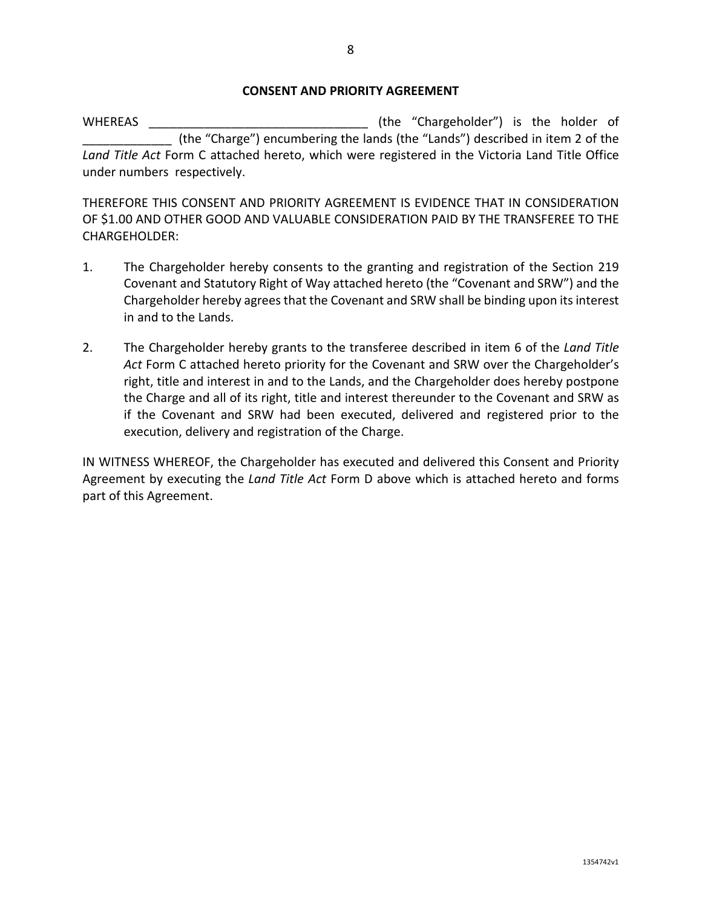## CONSENT AND PRIORITY AGREEMENT

WHEREAS ________________________________ (the "Chargeholder") is the holder of _____________ (the "Charge") encumbering the lands (the "Lands") described in item 2 of the *Land Title Act* Form C attached hereto, which were registered in the Victoria Land Title Office under numbers respectively.

THEREFORE THIS CONSENT AND PRIORITY AGREEMENT IS EVIDENCE THAT IN CONSIDERATION OF $1.00 AND OTHER GOOD AND VALUABLE CONSIDERATION PAID BY THE TRANSFEREE TO THE CHARGEHOLDER:

1. The Chargeholder hereby consents to the granting and registration of the Section 219 Covenant and Statutory Right of Way attached hereto (the "Covenant and SRW") and the Chargeholder hereby agrees that the Covenant and SRW shall be binding upon its interest in and to the Lands.

2. The Chargeholder hereby grants to the transferee described in item 6 of the *Land Title Act* Form C attached hereto priority for the Covenant and SRW over the Chargeholder's right, title and interest in and to the Lands, and the Chargeholder does hereby postpone the Charge and all of its right, title and interest thereunder to the Covenant and SRW as if the Covenant and SRW had been executed, delivered and registered prior to the execution, delivery and registration of the Charge.

IN WITNESS WHEREOF, the Chargeholder has executed and delivered this Consent and Priority Agreement by executing the *Land Title Act* Form D above which is attached hereto and forms part of this Agreement.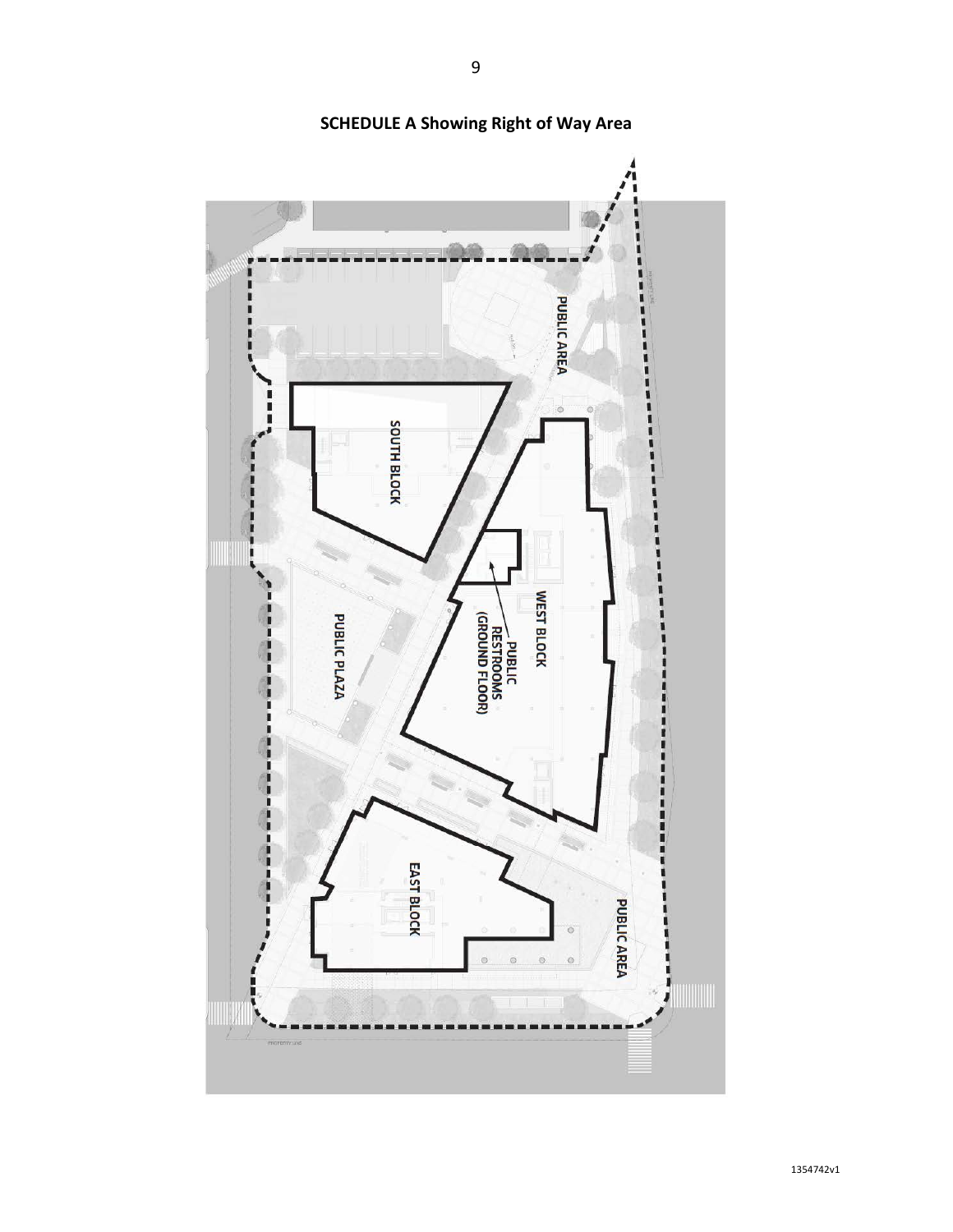**SCHEDULE A Showing Right of Way Area**

PUBLIC AREA

SOUTH BLOCK

WEST BLOCK

PUBLIC RESTROOMS (GROUND FLOOR)

PUBLIC PLAZA

EAST BLOCK

PUBLIC AREA

1354742v1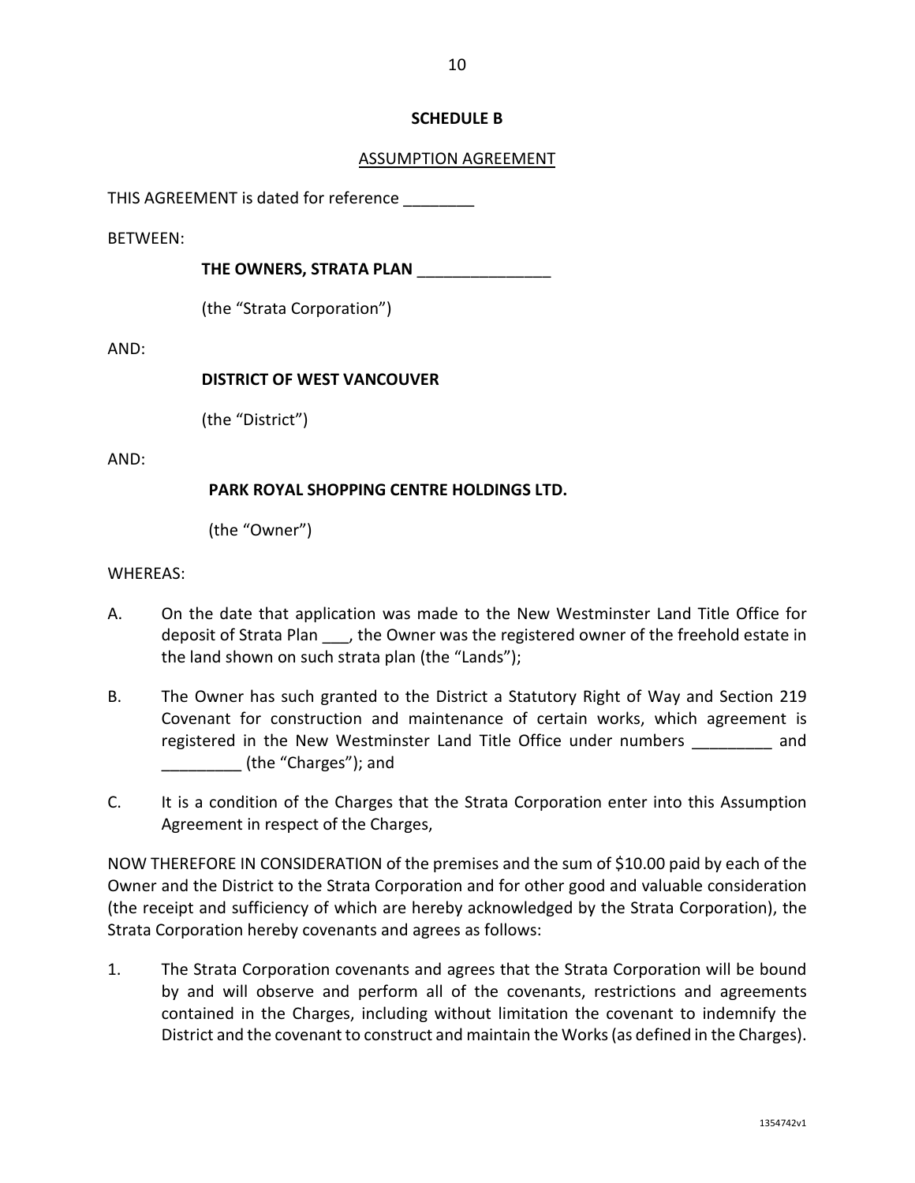## SCHEDULE B

ASSUMPTION AGREEMENT

THIS AGREEMENT is dated for reference ________

BETWEEN:

**THE OWNERS, STRATA PLAN _______________**

(the "Strata Corporation")

AND:

**DISTRICT OF WEST VANCOUVER**

(the "District")

AND:

**PARK ROYAL SHOPPING CENTRE HOLDINGS LTD.**

(the "Owner")

WHEREAS:

A. On the date that application was made to the New Westminster Land Title Office for deposit of Strata Plan ___, the Owner was the registered owner of the freehold estate in the land shown on such strata plan (the "Lands");

B. The Owner has such granted to the District a Statutory Right of Way and Section 219 Covenant for construction and maintenance of certain works, which agreement is registered in the New Westminster Land Title Office under numbers _________ and _________ (the "Charges"); and

C. It is a condition of the Charges that the Strata Corporation enter into this Assumption Agreement in respect of the Charges,

NOW THEREFORE IN CONSIDERATION of the premises and the sum of $10.00 paid by each of the Owner and the District to the Strata Corporation and for other good and valuable consideration (the receipt and sufficiency of which are hereby acknowledged by the Strata Corporation), the Strata Corporation hereby covenants and agrees as follows:

1. The Strata Corporation covenants and agrees that the Strata Corporation will be bound by and will observe and perform all of the covenants, restrictions and agreements contained in the Charges, including without limitation the covenant to indemnify the District and the covenant to construct and maintain the Works (as defined in the Charges).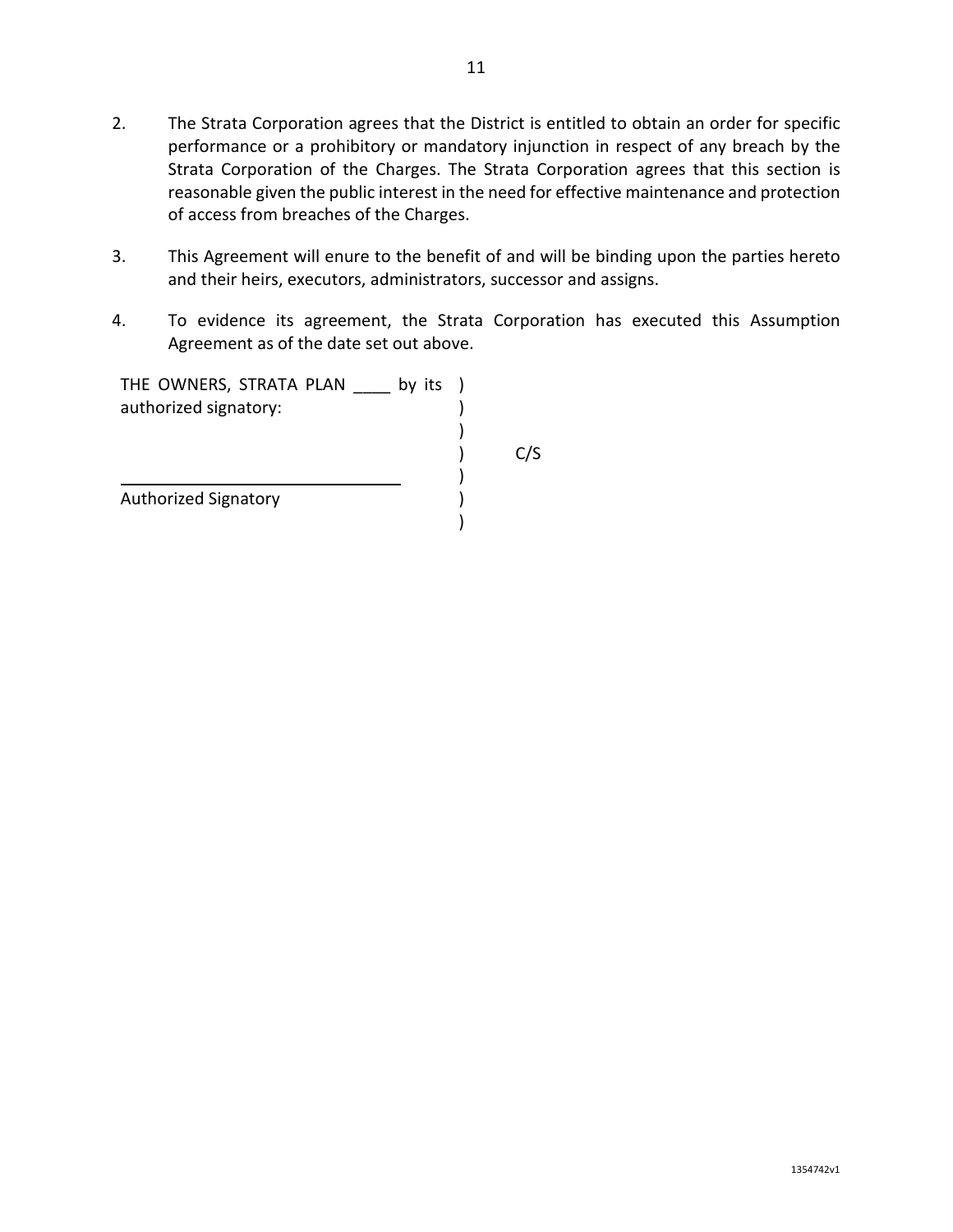2. The Strata Corporation agrees that the District is entitled to obtain an order for specific performance or a prohibitory or mandatory injunction in respect of any breach by the Strata Corporation of the Charges. The Strata Corporation agrees that this section is reasonable given the public interest in the need for effective maintenance and protection of access from breaches of the Charges.

3. This Agreement will enure to the benefit of and will be binding upon the parties hereto and their heirs, executors, administrators, successor and assigns.

4. To evidence its agreement, the Strata Corporation has executed this Assumption Agreement as of the date set out above.

| | | |
|---|---|---|
| THE OWNERS, STRATA PLAN ____ by its authorized signatory: | ) | |
| | ) | C/S |
| ______________________________ | ) | |
| Authorized Signatory | ) | |

1354742v1